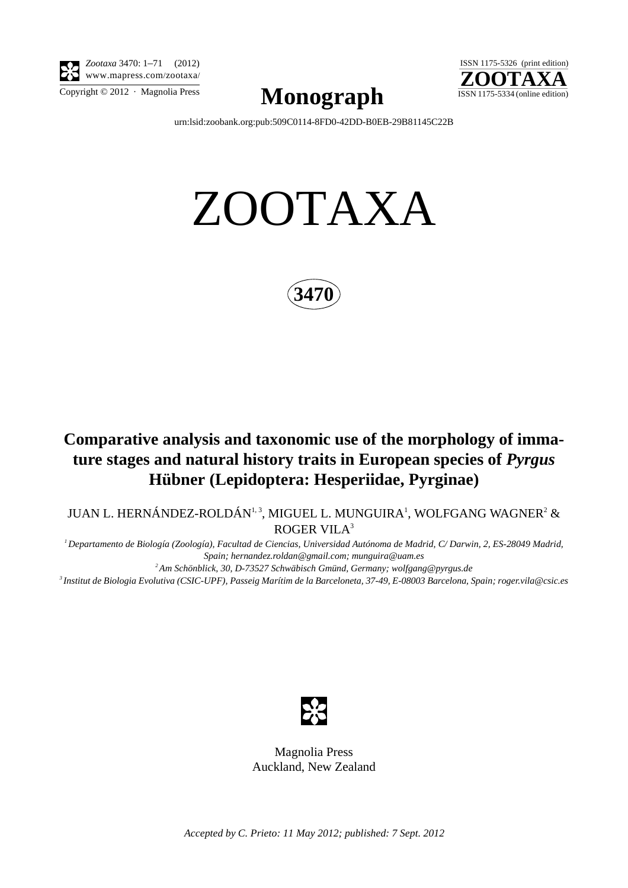Zootaxa 3470: 1–71 (2012)
www.mapress.com/zootaxa/
Copyright © 2012 · Magnolia Press

**Monograph**

ISSN 1175-5326 (print edition)
**ZOOTAXA**
ISSN 1175-5334 (online edition)

urn:lsid:zoobank.org:pub:509C0114-8FD0-42DD-B0EB-29B81145C22B

# ZOOTAXA

**3470**

## Comparative analysis and taxonomic use of the morphology of immature stages and natural history traits in European species of *Pyrgus* Hübner (Lepidoptera: Hesperiidae, Pyrginae)

JUAN L. HERNÁNDEZ-ROLDÁN[1, 3], MIGUEL L. MUNGUIRA[1], WOLFGANG WAGNER[2] & ROGER VILA[3]

[1] *Departamento de Biología (Zoología), Facultad de Ciencias, Universidad Autónoma de Madrid, C/ Darwin, 2, ES-28049 Madrid, Spain; hernandez.roldan@gmail.com; munguira@uam.es*

[2] *Am Schönblick, 30, D-73527 Schwäbisch Gmünd, Germany; wolfgang@pyrgus.de*

[3] *Institut de Biologia Evolutiva (CSIC-UPF), Passeig Marítim de la Barceloneta, 37-49, E-08003 Barcelona, Spain; roger.vila@csic.es*

Magnolia Press
Auckland, New Zealand

*Accepted by C. Prieto: 11 May 2012; published: 7 Sept. 2012*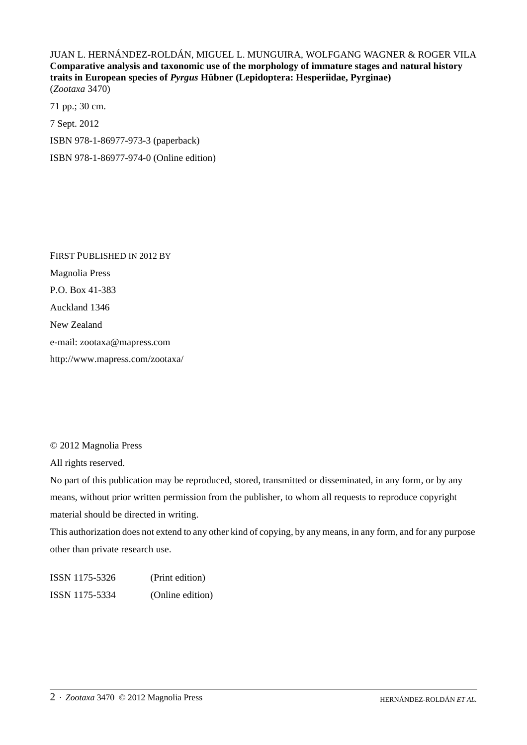JUAN L. HERNÁNDEZ-ROLDÁN, MIGUEL L. MUNGUIRA, WOLFGANG WAGNER & ROGER VILA
**Comparative analysis and taxonomic use of the morphology of immature stages and natural history traits in European species of *Pyrgus* Hübner (Lepidoptera: Hesperiidae, Pyrginae)**
(*Zootaxa* 3470)

71 pp.; 30 cm.

7 Sept. 2012

ISBN 978-1-86977-973-3 (paperback)

ISBN 978-1-86977-974-0 (Online edition)

FIRST PUBLISHED IN 2012 BY

Magnolia Press

P.O. Box 41-383

Auckland 1346

New Zealand

e-mail: zootaxa@mapress.com

http://www.mapress.com/zootaxa/

© 2012 Magnolia Press

All rights reserved.

No part of this publication may be reproduced, stored, transmitted or disseminated, in any form, or by any means, without prior written permission from the publisher, to whom all requests to reproduce copyright material should be directed in writing.

This authorization does not extend to any other kind of copying, by any means, in any form, and for any purpose other than private research use.

ISSN 1175-5326 (Print edition)

ISSN 1175-5334 (Online edition)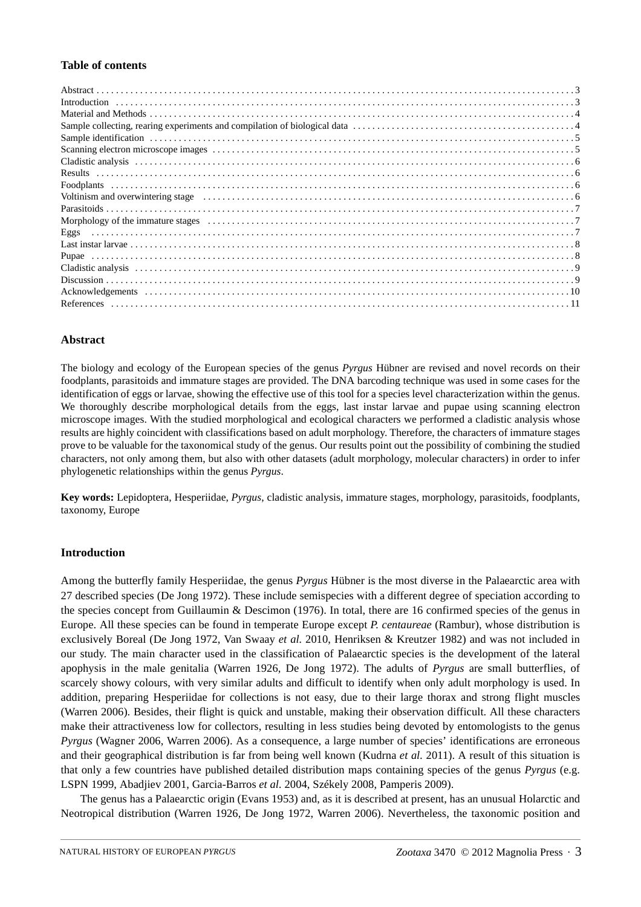## Table of contents

Abstract . . . 3
Introduction . . . 3
Material and Methods . . . 4
Sample collecting, rearing experiments and compilation of biological data . . . 4
Sample identification . . . 5
Scanning electron microscope images . . . 5
Cladistic analysis . . . 6
Results . . . 6
Foodplants . . . 6
Voltinism and overwintering stage . . . 6
Parasitoids . . . 7
Morphology of the immature stages . . . 7
Eggs . . . 7
Last instar larvae . . . 8
Pupae . . . 8
Cladistic analysis . . . 9
Discussion . . . 9
Acknowledgements . . . 10
References . . . 11

## Abstract

The biology and ecology of the European species of the genus *Pyrgus* Hübner are revised and novel records on their foodplants, parasitoids and immature stages are provided. The DNA barcoding technique was used in some cases for the identification of eggs or larvae, showing the effective use of this tool for a species level characterization within the genus. We thoroughly describe morphological details from the eggs, last instar larvae and pupae using scanning electron microscope images. With the studied morphological and ecological characters we performed a cladistic analysis whose results are highly coincident with classifications based on adult morphology. Therefore, the characters of immature stages prove to be valuable for the taxonomical study of the genus. Our results point out the possibility of combining the studied characters, not only among them, but also with other datasets (adult morphology, molecular characters) in order to infer phylogenetic relationships within the genus *Pyrgus*.

**Key words:** Lepidoptera, Hesperiidae, *Pyrgus*, cladistic analysis, immature stages, morphology, parasitoids, foodplants, taxonomy, Europe

## Introduction

Among the butterfly family Hesperiidae, the genus *Pyrgus* Hübner is the most diverse in the Palaearctic area with 27 described species (De Jong 1972). These include semispecies with a different degree of speciation according to the species concept from Guillaumin & Descimon (1976). In total, there are 16 confirmed species of the genus in Europe. All these species can be found in temperate Europe except *P. centaureae* (Rambur), whose distribution is exclusively Boreal (De Jong 1972, Van Swaay *et al.* 2010, Henriksen & Kreutzer 1982) and was not included in our study. The main character used in the classification of Palaearctic species is the development of the lateral apophysis in the male genitalia (Warren 1926, De Jong 1972). The adults of *Pyrgus* are small butterflies, of scarcely showy colours, with very similar adults and difficult to identify when only adult morphology is used. In addition, preparing Hesperiidae for collections is not easy, due to their large thorax and strong flight muscles (Warren 2006). Besides, their flight is quick and unstable, making their observation difficult. All these characters make their attractiveness low for collectors, resulting in less studies being devoted by entomologists to the genus *Pyrgus* (Wagner 2006, Warren 2006). As a consequence, a large number of species' identifications are erroneous and their geographical distribution is far from being well known (Kudrna *et al.* 2011). A result of this situation is that only a few countries have published detailed distribution maps containing species of the genus *Pyrgus* (e.g. LSPN 1999, Abadjiev 2001, Garcia-Barros *et al.* 2004, Székely 2008, Pamperis 2009).

The genus has a Palaearctic origin (Evans 1953) and, as it is described at present, has an unusual Holarctic and Neotropical distribution (Warren 1926, De Jong 1972, Warren 2006). Nevertheless, the taxonomic position and